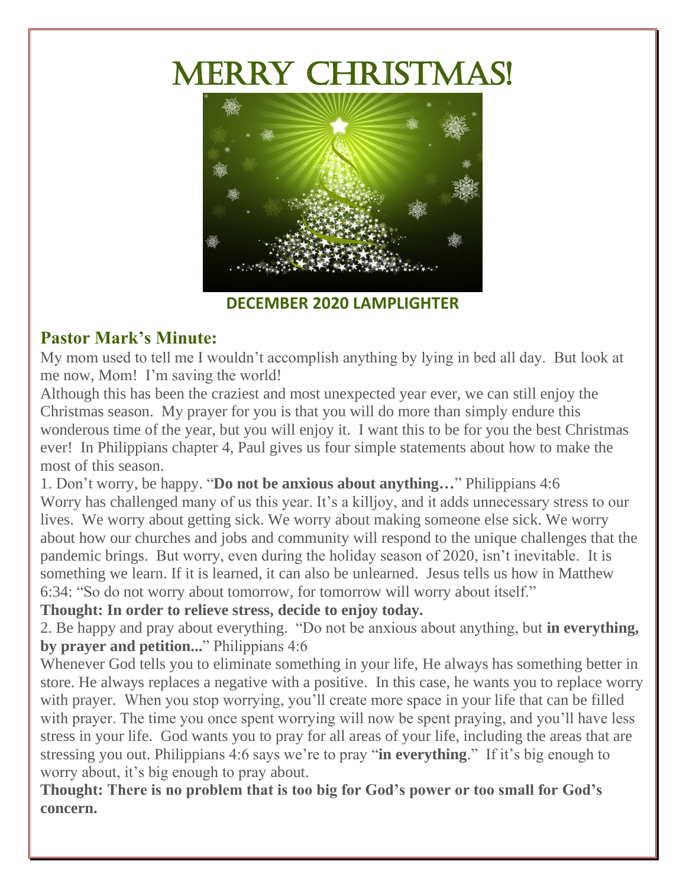# MERRY CHRISTMAS!

**DECEMBER 2020 LAMPLIGHTER**

## Pastor Mark's Minute:

My mom used to tell me I wouldn't accomplish anything by lying in bed all day. But look at me now, Mom! I'm saving the world!

Although this has been the craziest and most unexpected year ever, we can still enjoy the Christmas season. My prayer for you is that you will do more than simply endure this wonderous time of the year, but you will enjoy it. I want this to be for you the best Christmas ever! In Philippians chapter 4, Paul gives us four simple statements about how to make the most of this season.

1. Don't worry, be happy. "**Do not be anxious about anything…**" Philippians 4:6

Worry has challenged many of us this year. It's a killjoy, and it adds unnecessary stress to our lives. We worry about getting sick. We worry about making someone else sick. We worry about how our churches and jobs and community will respond to the unique challenges that the pandemic brings. But worry, even during the holiday season of 2020, isn't inevitable. It is something we learn. If it is learned, it can also be unlearned. Jesus tells us how in Matthew 6:34: "So do not worry about tomorrow, for tomorrow will worry about itself."

**Thought: In order to relieve stress, decide to enjoy today.**

2. Be happy and pray about everything. "Do not be anxious about anything, but **in everything, by prayer and petition...**" Philippians 4:6

Whenever God tells you to eliminate something in your life, He always has something better in store. He always replaces a negative with a positive. In this case, he wants you to replace worry with prayer. When you stop worrying, you'll create more space in your life that can be filled with prayer. The time you once spent worrying will now be spent praying, and you'll have less stress in your life. God wants you to pray for all areas of your life, including the areas that are stressing you out. Philippians 4:6 says we're to pray "**in everything**." If it's big enough to worry about, it's big enough to pray about.

**Thought: There is no problem that is too big for God's power or too small for God's concern.**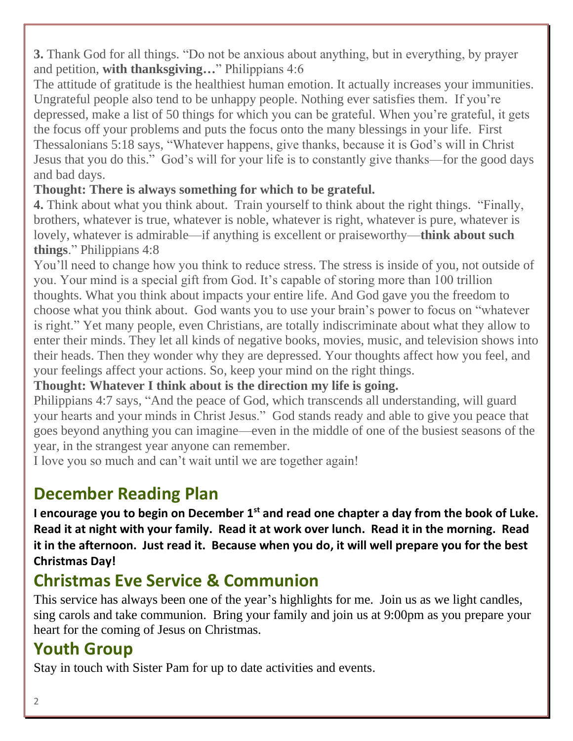**3.** Thank God for all things. "Do not be anxious about anything, but in everything, by prayer and petition, **with thanksgiving…**" Philippians 4:6

The attitude of gratitude is the healthiest human emotion. It actually increases your immunities. Ungrateful people also tend to be unhappy people. Nothing ever satisfies them. If you're depressed, make a list of 50 things for which you can be grateful. When you're grateful, it gets the focus off your problems and puts the focus onto the many blessings in your life. First Thessalonians 5:18 says, "Whatever happens, give thanks, because it is God's will in Christ Jesus that you do this." God's will for your life is to constantly give thanks—for the good days and bad days.

**Thought: There is always something for which to be grateful.**

**4.** Think about what you think about. Train yourself to think about the right things. "Finally, brothers, whatever is true, whatever is noble, whatever is right, whatever is pure, whatever is lovely, whatever is admirable—if anything is excellent or praiseworthy—**think about such things**." Philippians 4:8

You'll need to change how you think to reduce stress. The stress is inside of you, not outside of you. Your mind is a special gift from God. It's capable of storing more than 100 trillion thoughts. What you think about impacts your entire life. And God gave you the freedom to choose what you think about. God wants you to use your brain's power to focus on "whatever is right." Yet many people, even Christians, are totally indiscriminate about what they allow to enter their minds. They let all kinds of negative books, movies, music, and television shows into their heads. Then they wonder why they are depressed. Your thoughts affect how you feel, and your feelings affect your actions. So, keep your mind on the right things.

**Thought: Whatever I think about is the direction my life is going.**

Philippians 4:7 says, "And the peace of God, which transcends all understanding, will guard your hearts and your minds in Christ Jesus." God stands ready and able to give you peace that goes beyond anything you can imagine—even in the middle of one of the busiest seasons of the year, in the strangest year anyone can remember.

I love you so much and can't wait until we are together again!

## December Reading Plan

**I encourage you to begin on December 1st and read one chapter a day from the book of Luke. Read it at night with your family. Read it at work over lunch. Read it in the morning. Read it in the afternoon. Just read it. Because when you do, it will well prepare you for the best Christmas Day!**

## Christmas Eve Service & Communion

This service has always been one of the year's highlights for me. Join us as we light candles, sing carols and take communion. Bring your family and join us at 9:00pm as you prepare your heart for the coming of Jesus on Christmas.

## Youth Group

Stay in touch with Sister Pam for up to date activities and events.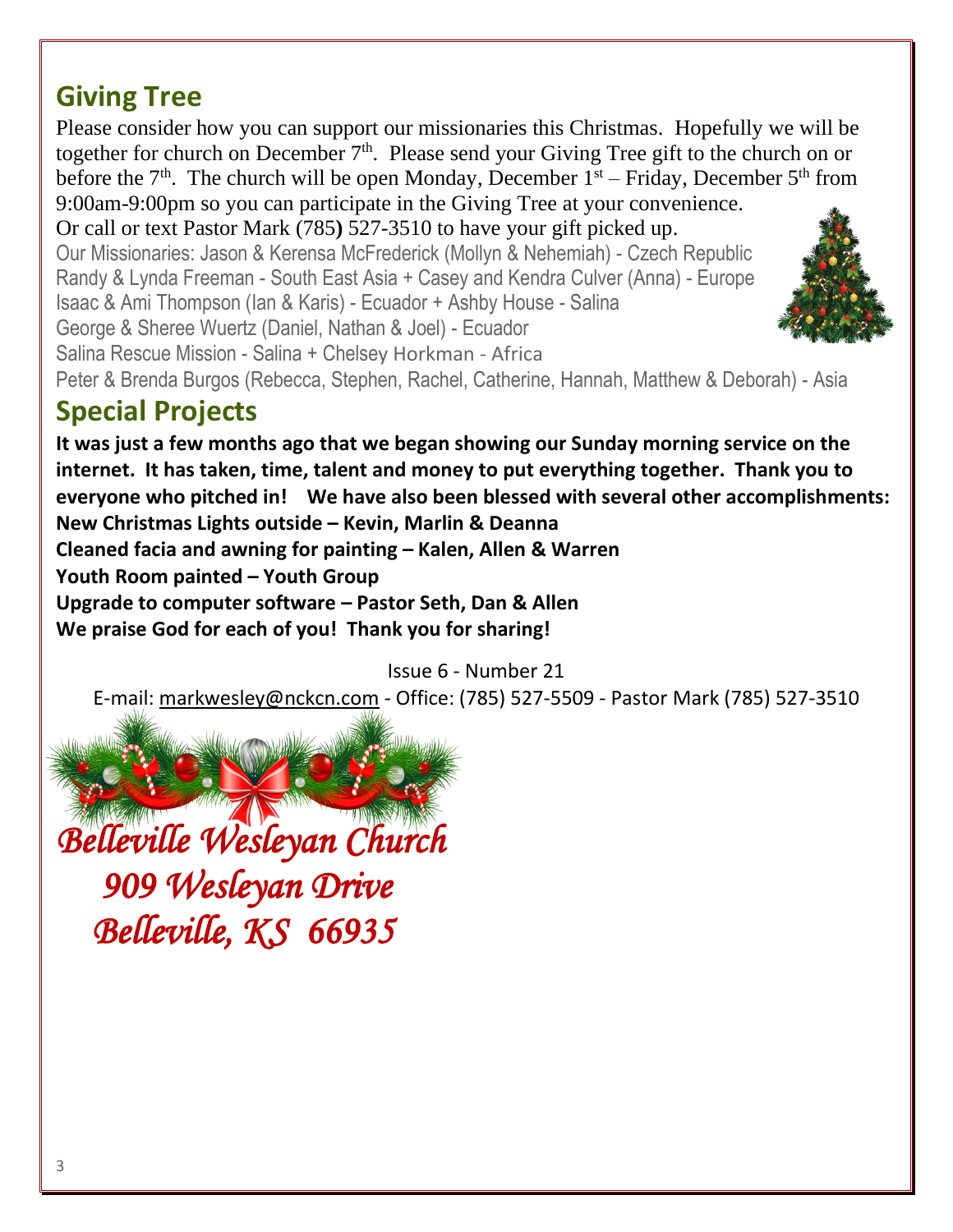## Giving Tree

Please consider how you can support our missionaries this Christmas. Hopefully we will be together for church on December 7th. Please send your Giving Tree gift to the church on or before the 7th. The church will be open Monday, December 1st – Friday, December 5th from 9:00am-9:00pm so you can participate in the Giving Tree at your convenience.
Or call or text Pastor Mark (785) 527-3510 to have your gift picked up.

Our Missionaries: Jason & Kerensa McFrederick (Mollyn & Nehemiah) - Czech Republic
Randy & Lynda Freeman - South East Asia + Casey and Kendra Culver (Anna) - Europe
Isaac & Ami Thompson (Ian & Karis) - Ecuador + Ashby House - Salina
George & Sheree Wuertz (Daniel, Nathan & Joel) - Ecuador
Salina Rescue Mission - Salina + Chelsey Horkman - Africa
Peter & Brenda Burgos (Rebecca, Stephen, Rachel, Catherine, Hannah, Matthew & Deborah) - Asia

## Special Projects

**It was just a few months ago that we began showing our Sunday morning service on the internet. It has taken, time, talent and money to put everything together. Thank you to everyone who pitched in! We have also been blessed with several other accomplishments:**
**New Christmas Lights outside – Kevin, Marlin & Deanna**
**Cleaned facia and awning for painting – Kalen, Allen & Warren**
**Youth Room painted – Youth Group**
**Upgrade to computer software – Pastor Seth, Dan & Allen**
**We praise God for each of you! Thank you for sharing!**

Issue 6 - Number 21

E-mail: markwesley@nckcn.com - Office: (785) 527-5509 - Pastor Mark (785) 527-3510

*Belleville Wesleyan Church*
*909 Wesleyan Drive*
*Belleville, KS 66935*